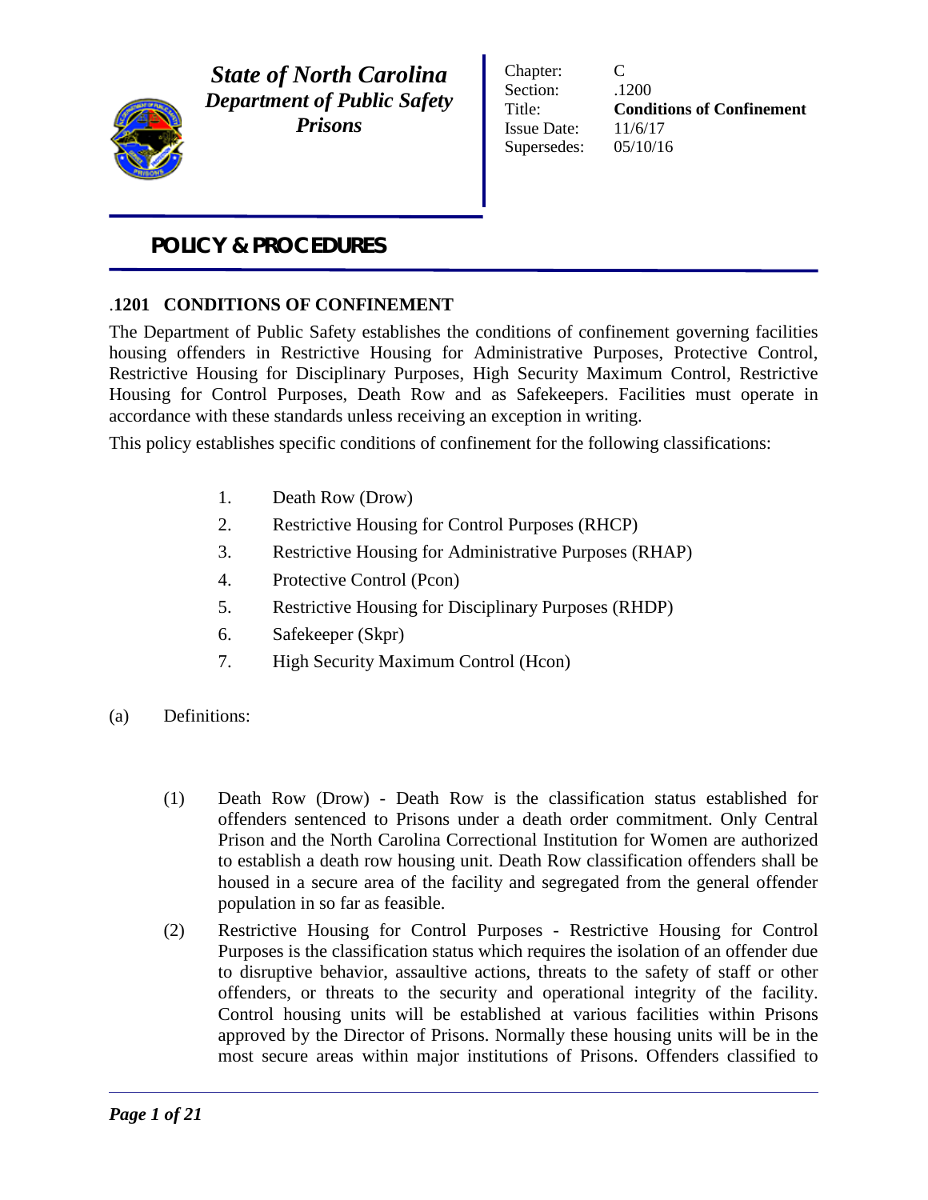***State of North Carolina***
***Department of Public Safety***
***Prisons***

| | |
|---|---|
| Chapter: | C |
| Section: | .1200 |
| Title: | **Conditions of Confinement** |
| Issue Date: | 11/6/17 |
| Supersedes: | 05/10/16 |

## POLICY & PROCEDURES

### .1201 CONDITIONS OF CONFINEMENT

The Department of Public Safety establishes the conditions of confinement governing facilities housing offenders in Restrictive Housing for Administrative Purposes, Protective Control, Restrictive Housing for Disciplinary Purposes, High Security Maximum Control, Restrictive Housing for Control Purposes, Death Row and as Safekeepers. Facilities must operate in accordance with these standards unless receiving an exception in writing.

This policy establishes specific conditions of confinement for the following classifications:

1. Death Row (Drow)
2. Restrictive Housing for Control Purposes (RHCP)
3. Restrictive Housing for Administrative Purposes (RHAP)
4. Protective Control (Pcon)
5. Restrictive Housing for Disciplinary Purposes (RHDP)
6. Safekeeper (Skpr)
7. High Security Maximum Control (Hcon)

(a) Definitions:

(1) Death Row (Drow) - Death Row is the classification status established for offenders sentenced to Prisons under a death order commitment. Only Central Prison and the North Carolina Correctional Institution for Women are authorized to establish a death row housing unit. Death Row classification offenders shall be housed in a secure area of the facility and segregated from the general offender population in so far as feasible.

(2) Restrictive Housing for Control Purposes - Restrictive Housing for Control Purposes is the classification status which requires the isolation of an offender due to disruptive behavior, assaultive actions, threats to the safety of staff or other offenders, or threats to the security and operational integrity of the facility. Control housing units will be established at various facilities within Prisons approved by the Director of Prisons. Normally these housing units will be in the most secure areas within major institutions of Prisons. Offenders classified to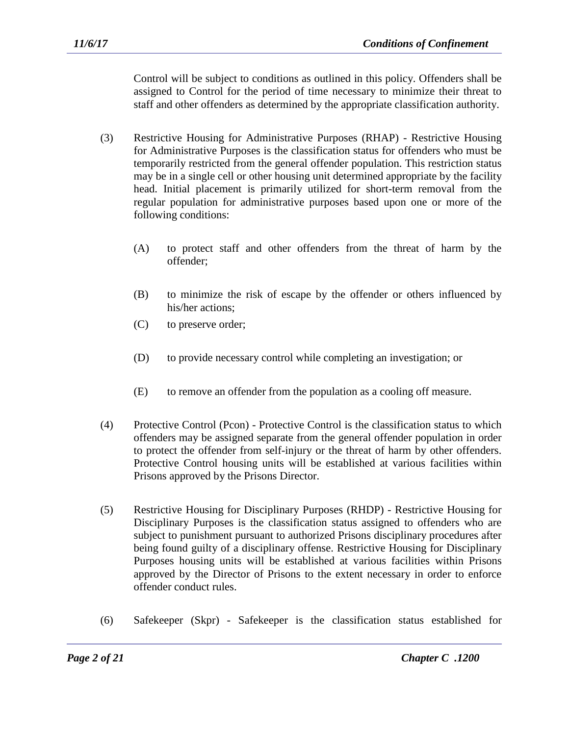Control will be subject to conditions as outlined in this policy. Offenders shall be assigned to Control for the period of time necessary to minimize their threat to staff and other offenders as determined by the appropriate classification authority.

(3) Restrictive Housing for Administrative Purposes (RHAP) - Restrictive Housing for Administrative Purposes is the classification status for offenders who must be temporarily restricted from the general offender population. This restriction status may be in a single cell or other housing unit determined appropriate by the facility head. Initial placement is primarily utilized for short-term removal from the regular population for administrative purposes based upon one or more of the following conditions:

   (A) to protect staff and other offenders from the threat of harm by the offender;

   (B) to minimize the risk of escape by the offender or others influenced by his/her actions;

   (C) to preserve order;

   (D) to provide necessary control while completing an investigation; or

   (E) to remove an offender from the population as a cooling off measure.

(4) Protective Control (Pcon) - Protective Control is the classification status to which offenders may be assigned separate from the general offender population in order to protect the offender from self-injury or the threat of harm by other offenders. Protective Control housing units will be established at various facilities within Prisons approved by the Prisons Director.

(5) Restrictive Housing for Disciplinary Purposes (RHDP) - Restrictive Housing for Disciplinary Purposes is the classification status assigned to offenders who are subject to punishment pursuant to authorized Prisons disciplinary procedures after being found guilty of a disciplinary offense. Restrictive Housing for Disciplinary Purposes housing units will be established at various facilities within Prisons approved by the Director of Prisons to the extent necessary in order to enforce offender conduct rules.

(6) Safekeeper (Skpr) - Safekeeper is the classification status established for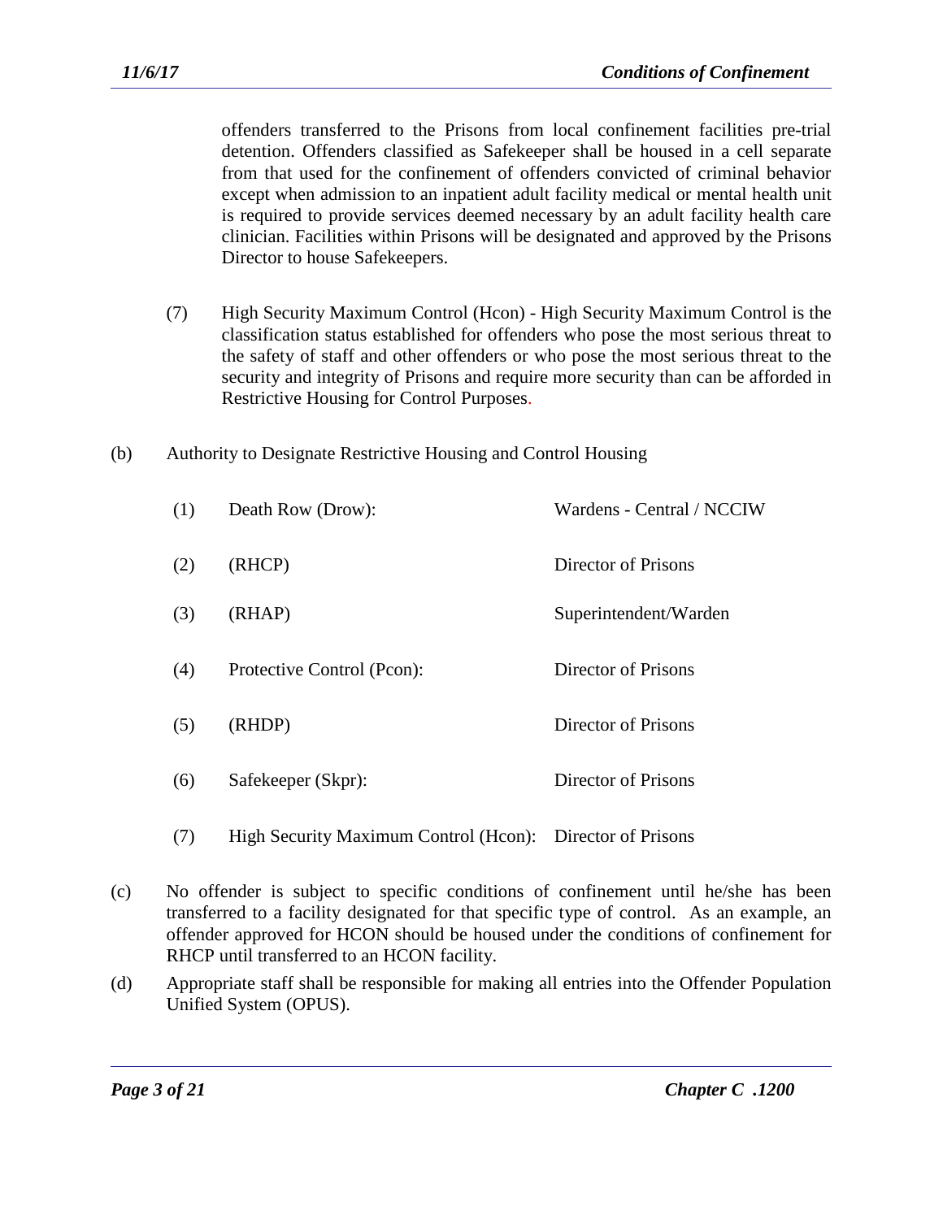offenders transferred to the Prisons from local confinement facilities pre-trial detention. Offenders classified as Safekeeper shall be housed in a cell separate from that used for the confinement of offenders convicted of criminal behavior except when admission to an inpatient adult facility medical or mental health unit is required to provide services deemed necessary by an adult facility health care clinician. Facilities within Prisons will be designated and approved by the Prisons Director to house Safekeepers.

(7) High Security Maximum Control (Hcon) - High Security Maximum Control is the classification status established for offenders who pose the most serious threat to the safety of staff and other offenders or who pose the most serious threat to the security and integrity of Prisons and require more security than can be afforded in Restrictive Housing for Control Purposes.

(b) Authority to Designate Restrictive Housing and Control Housing

| | | |
|---|---|---|
| (1) | Death Row (Drow): | Wardens - Central / NCCIW |
| (2) | (RHCP) | Director of Prisons |
| (3) | (RHAP) | Superintendent/Warden |
| (4) | Protective Control (Pcon): | Director of Prisons |
| (5) | (RHDP) | Director of Prisons |
| (6) | Safekeeper (Skpr): | Director of Prisons |
| (7) | High Security Maximum Control (Hcon): | Director of Prisons |

(c) No offender is subject to specific conditions of confinement until he/she has been transferred to a facility designated for that specific type of control. As an example, an offender approved for HCON should be housed under the conditions of confinement for RHCP until transferred to an HCON facility.

(d) Appropriate staff shall be responsible for making all entries into the Offender Population Unified System (OPUS).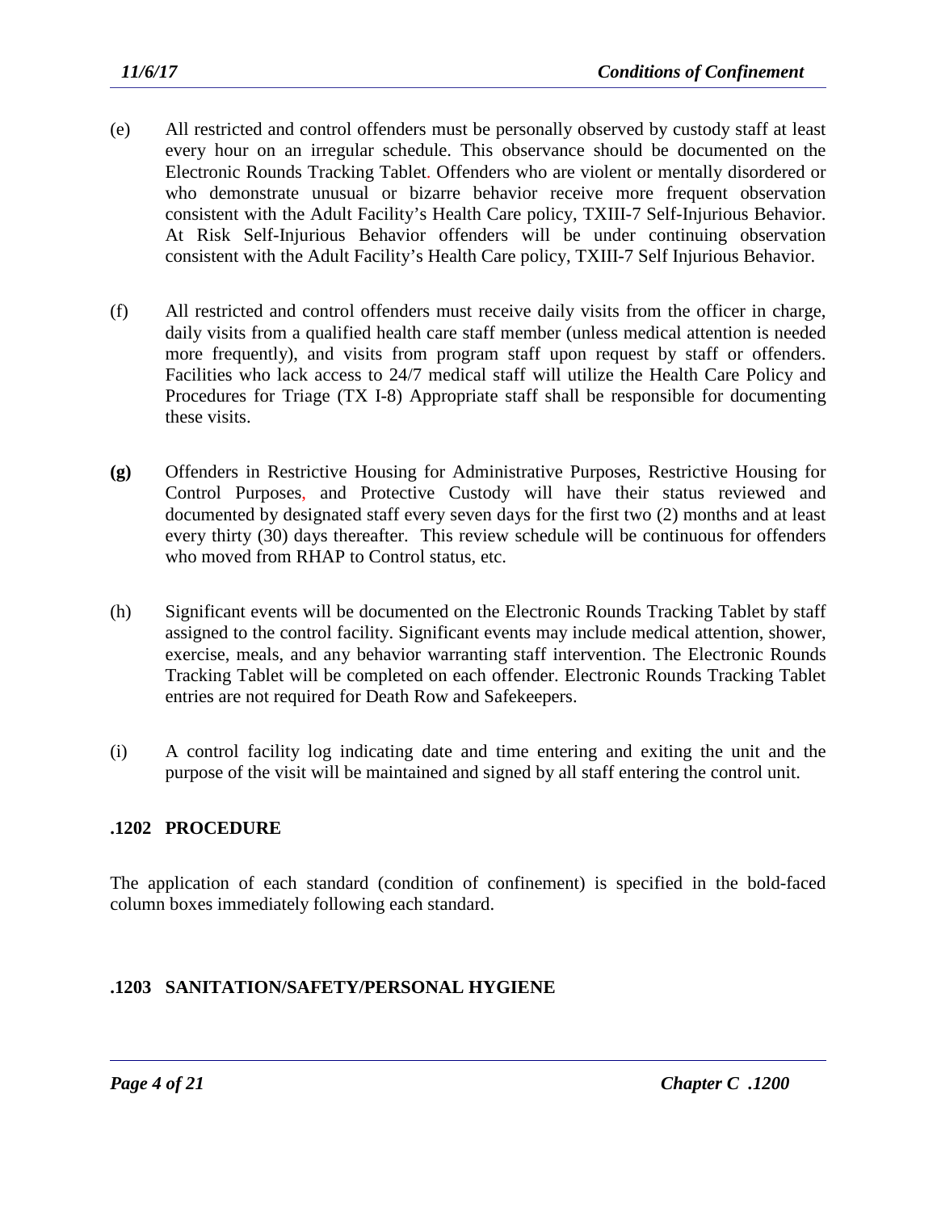(e) All restricted and control offenders must be personally observed by custody staff at least every hour on an irregular schedule. This observance should be documented on the Electronic Rounds Tracking Tablet. Offenders who are violent or mentally disordered or who demonstrate unusual or bizarre behavior receive more frequent observation consistent with the Adult Facility's Health Care policy, TXIII-7 Self-Injurious Behavior. At Risk Self-Injurious Behavior offenders will be under continuing observation consistent with the Adult Facility's Health Care policy, TXIII-7 Self Injurious Behavior.

(f) All restricted and control offenders must receive daily visits from the officer in charge, daily visits from a qualified health care staff member (unless medical attention is needed more frequently), and visits from program staff upon request by staff or offenders. Facilities who lack access to 24/7 medical staff will utilize the Health Care Policy and Procedures for Triage (TX I-8) Appropriate staff shall be responsible for documenting these visits.

**(g)** Offenders in Restrictive Housing for Administrative Purposes, Restrictive Housing for Control Purposes, and Protective Custody will have their status reviewed and documented by designated staff every seven days for the first two (2) months and at least every thirty (30) days thereafter. This review schedule will be continuous for offenders who moved from RHAP to Control status, etc.

(h) Significant events will be documented on the Electronic Rounds Tracking Tablet by staff assigned to the control facility. Significant events may include medical attention, shower, exercise, meals, and any behavior warranting staff intervention. The Electronic Rounds Tracking Tablet will be completed on each offender. Electronic Rounds Tracking Tablet entries are not required for Death Row and Safekeepers.

(i) A control facility log indicating date and time entering and exiting the unit and the purpose of the visit will be maintained and signed by all staff entering the control unit.

## .1202 PROCEDURE

The application of each standard (condition of confinement) is specified in the bold-faced column boxes immediately following each standard.

## .1203 SANITATION/SAFETY/PERSONAL HYGIENE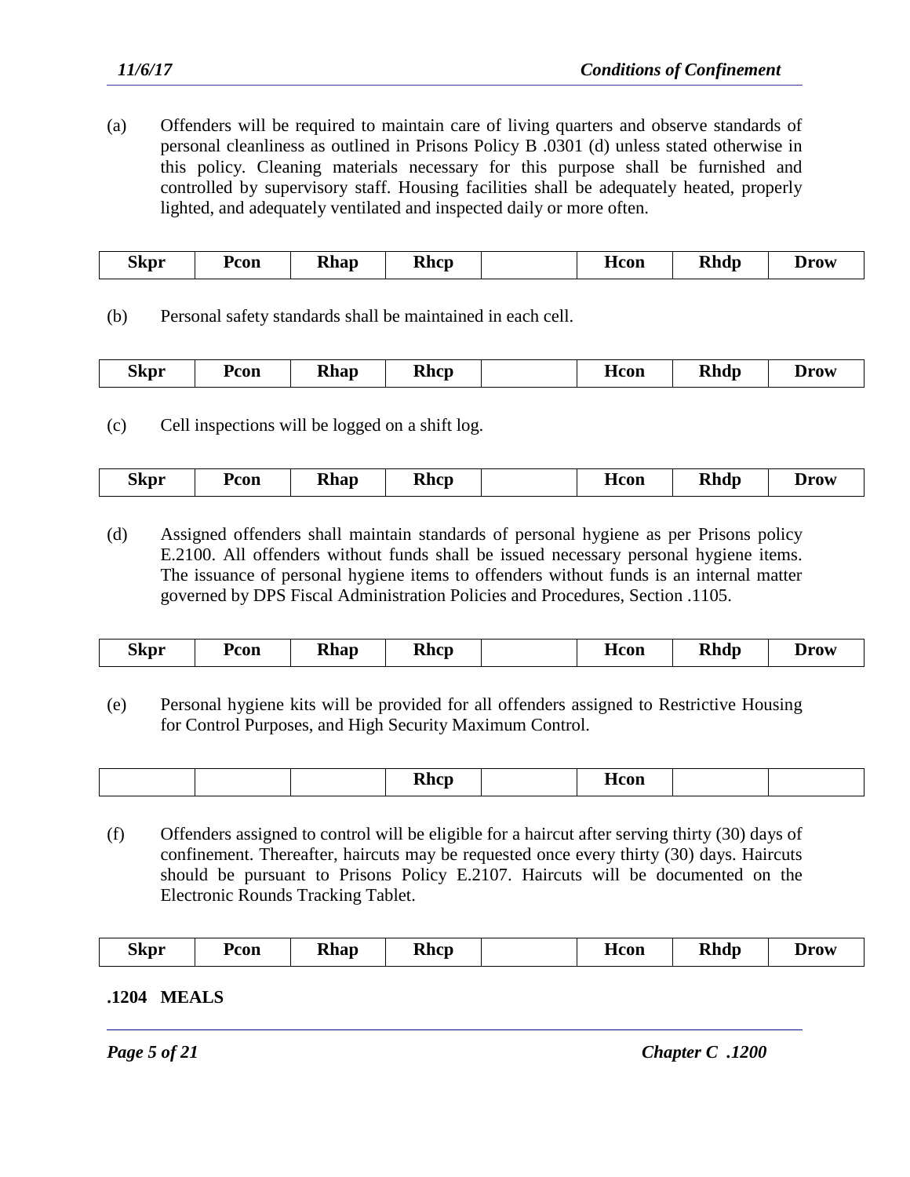(a) Offenders will be required to maintain care of living quarters and observe standards of personal cleanliness as outlined in Prisons Policy B .0301 (d) unless stated otherwise in this policy. Cleaning materials necessary for this purpose shall be furnished and controlled by supervisory staff. Housing facilities shall be adequately heated, properly lighted, and adequately ventilated and inspected daily or more often.

| Skpr | Pcon | Rhap | Rhcp | | Hcon | Rhdp | Drow |
|---|---|---|---|---|---|---|---|

(b) Personal safety standards shall be maintained in each cell.

| Skpr | Pcon | Rhap | Rhcp | | Hcon | Rhdp | Drow |
|---|---|---|---|---|---|---|---|

(c) Cell inspections will be logged on a shift log.

| Skpr | Pcon | Rhap | Rhcp | | Hcon | Rhdp | Drow |
|---|---|---|---|---|---|---|---|

(d) Assigned offenders shall maintain standards of personal hygiene as per Prisons policy E.2100. All offenders without funds shall be issued necessary personal hygiene items. The issuance of personal hygiene items to offenders without funds is an internal matter governed by DPS Fiscal Administration Policies and Procedures, Section .1105.

| Skpr | Pcon | Rhap | Rhcp | | Hcon | Rhdp | Drow |
|---|---|---|---|---|---|---|---|

(e) Personal hygiene kits will be provided for all offenders assigned to Restrictive Housing for Control Purposes, and High Security Maximum Control.

| | | | Rhcp | | Hcon | | |
|---|---|---|---|---|---|---|---|

(f) Offenders assigned to control will be eligible for a haircut after serving thirty (30) days of confinement. Thereafter, haircuts may be requested once every thirty (30) days. Haircuts should be pursuant to Prisons Policy E.2107. Haircuts will be documented on the Electronic Rounds Tracking Tablet.

| Skpr | Pcon | Rhap | Rhcp | | Hcon | Rhdp | Drow |
|---|---|---|---|---|---|---|---|

## .1204 MEALS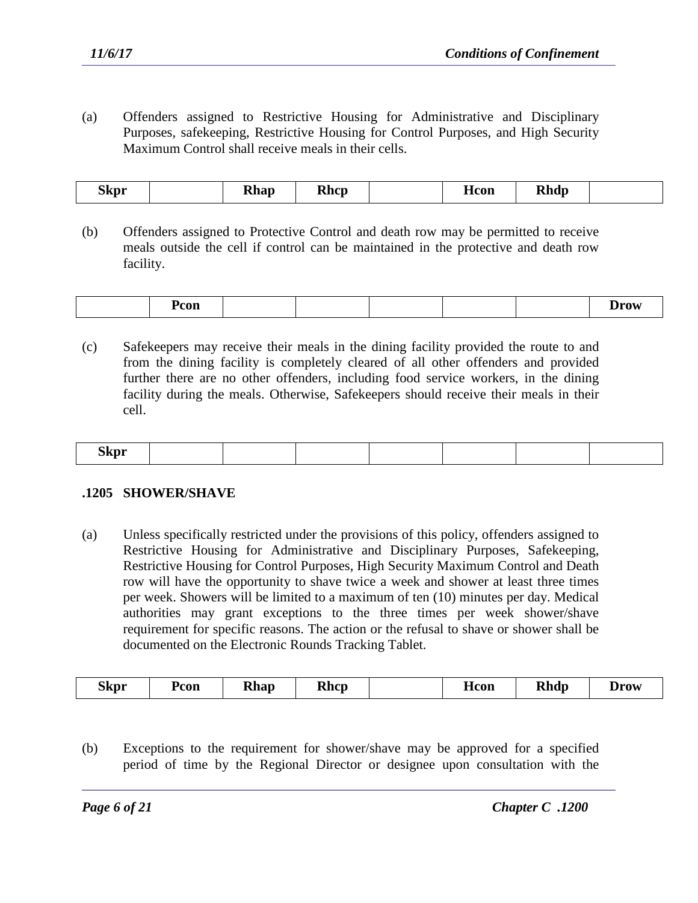(a) Offenders assigned to Restrictive Housing for Administrative and Disciplinary Purposes, safekeeping, Restrictive Housing for Control Purposes, and High Security Maximum Control shall receive meals in their cells.

| Skpr | | Rhap | Rhcp | | Hcon | Rhdp | |
|---|---|---|---|---|---|---|---|

(b) Offenders assigned to Protective Control and death row may be permitted to receive meals outside the cell if control can be maintained in the protective and death row facility.

| | Pcon | | | | | | Drow |
|---|---|---|---|---|---|---|---|

(c) Safekeepers may receive their meals in the dining facility provided the route to and from the dining facility is completely cleared of all other offenders and provided further there are no other offenders, including food service workers, in the dining facility during the meals. Otherwise, Safekeepers should receive their meals in their cell.

| Skpr | | | | | | | |
|---|---|---|---|---|---|---|---|

## .1205 SHOWER/SHAVE

(a) Unless specifically restricted under the provisions of this policy, offenders assigned to Restrictive Housing for Administrative and Disciplinary Purposes, Safekeeping, Restrictive Housing for Control Purposes, High Security Maximum Control and Death row will have the opportunity to shave twice a week and shower at least three times per week. Showers will be limited to a maximum of ten (10) minutes per day. Medical authorities may grant exceptions to the three times per week shower/shave requirement for specific reasons. The action or the refusal to shave or shower shall be documented on the Electronic Rounds Tracking Tablet.

| Skpr | Pcon | Rhap | Rhcp | | Hcon | Rhdp | Drow |
|---|---|---|---|---|---|---|---|

(b) Exceptions to the requirement for shower/shave may be approved for a specified period of time by the Regional Director or designee upon consultation with the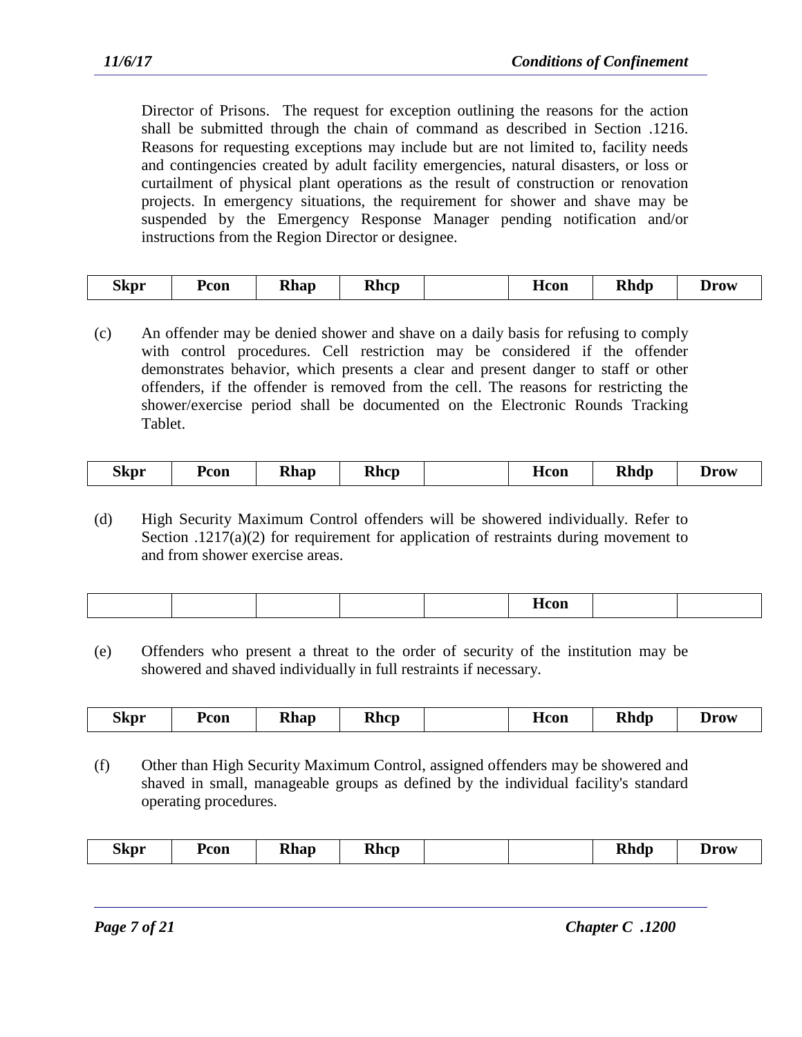Director of Prisons. The request for exception outlining the reasons for the action shall be submitted through the chain of command as described in Section .1216. Reasons for requesting exceptions may include but are not limited to, facility needs and contingencies created by adult facility emergencies, natural disasters, or loss or curtailment of physical plant operations as the result of construction or renovation projects. In emergency situations, the requirement for shower and shave may be suspended by the Emergency Response Manager pending notification and/or instructions from the Region Director or designee.

| Skpr | Pcon | Rhap | Rhcp | | Hcon | Rhdp | Drow |
|---|---|---|---|---|---|---|---|

(c) An offender may be denied shower and shave on a daily basis for refusing to comply with control procedures. Cell restriction may be considered if the offender demonstrates behavior, which presents a clear and present danger to staff or other offenders, if the offender is removed from the cell. The reasons for restricting the shower/exercise period shall be documented on the Electronic Rounds Tracking Tablet.

| Skpr | Pcon | Rhap | Rhcp | | Hcon | Rhdp | Drow |
|---|---|---|---|---|---|---|---|

(d) High Security Maximum Control offenders will be showered individually. Refer to Section .1217(a)(2) for requirement for application of restraints during movement to and from shower exercise areas.

| | | | | | Hcon | | |
|---|---|---|---|---|---|---|---|

(e) Offenders who present a threat to the order of security of the institution may be showered and shaved individually in full restraints if necessary.

| Skpr | Pcon | Rhap | Rhcp | | Hcon | Rhdp | Drow |
|---|---|---|---|---|---|---|---|

(f) Other than High Security Maximum Control, assigned offenders may be showered and shaved in small, manageable groups as defined by the individual facility's standard operating procedures.

| Skpr | Pcon | Rhap | Rhcp | | | Rhdp | Drow |
|---|---|---|---|---|---|---|---|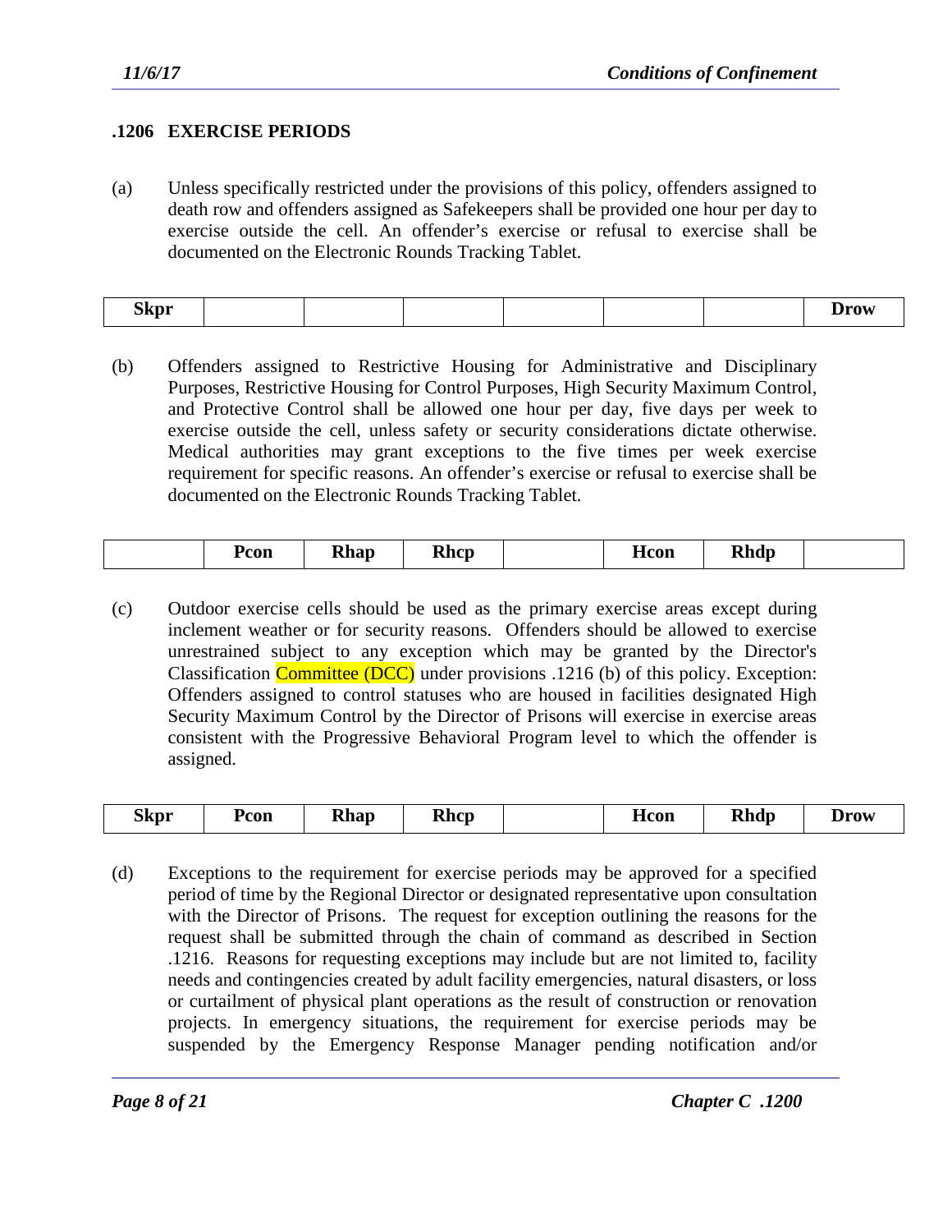## .1206 EXERCISE PERIODS

(a) Unless specifically restricted under the provisions of this policy, offenders assigned to death row and offenders assigned as Safekeepers shall be provided one hour per day to exercise outside the cell. An offender's exercise or refusal to exercise shall be documented on the Electronic Rounds Tracking Tablet.

| Skpr | | | | | | | Drow |
|---|---|---|---|---|---|---|---|

(b) Offenders assigned to Restrictive Housing for Administrative and Disciplinary Purposes, Restrictive Housing for Control Purposes, High Security Maximum Control, and Protective Control shall be allowed one hour per day, five days per week to exercise outside the cell, unless safety or security considerations dictate otherwise. Medical authorities may grant exceptions to the five times per week exercise requirement for specific reasons. An offender's exercise or refusal to exercise shall be documented on the Electronic Rounds Tracking Tablet.

| | Pcon | Rhap | Rhcp | | Hcon | Rhdp | |
|---|---|---|---|---|---|---|---|

(c) Outdoor exercise cells should be used as the primary exercise areas except during inclement weather or for security reasons. Offenders should be allowed to exercise unrestrained subject to any exception which may be granted by the Director's Classification Committee (DCC) under provisions .1216 (b) of this policy. Exception: Offenders assigned to control statuses who are housed in facilities designated High Security Maximum Control by the Director of Prisons will exercise in exercise areas consistent with the Progressive Behavioral Program level to which the offender is assigned.

| Skpr | Pcon | Rhap | Rhcp | | Hcon | Rhdp | Drow |
|---|---|---|---|---|---|---|---|

(d) Exceptions to the requirement for exercise periods may be approved for a specified period of time by the Regional Director or designated representative upon consultation with the Director of Prisons. The request for exception outlining the reasons for the request shall be submitted through the chain of command as described in Section .1216. Reasons for requesting exceptions may include but are not limited to, facility needs and contingencies created by adult facility emergencies, natural disasters, or loss or curtailment of physical plant operations as the result of construction or renovation projects. In emergency situations, the requirement for exercise periods may be suspended by the Emergency Response Manager pending notification and/or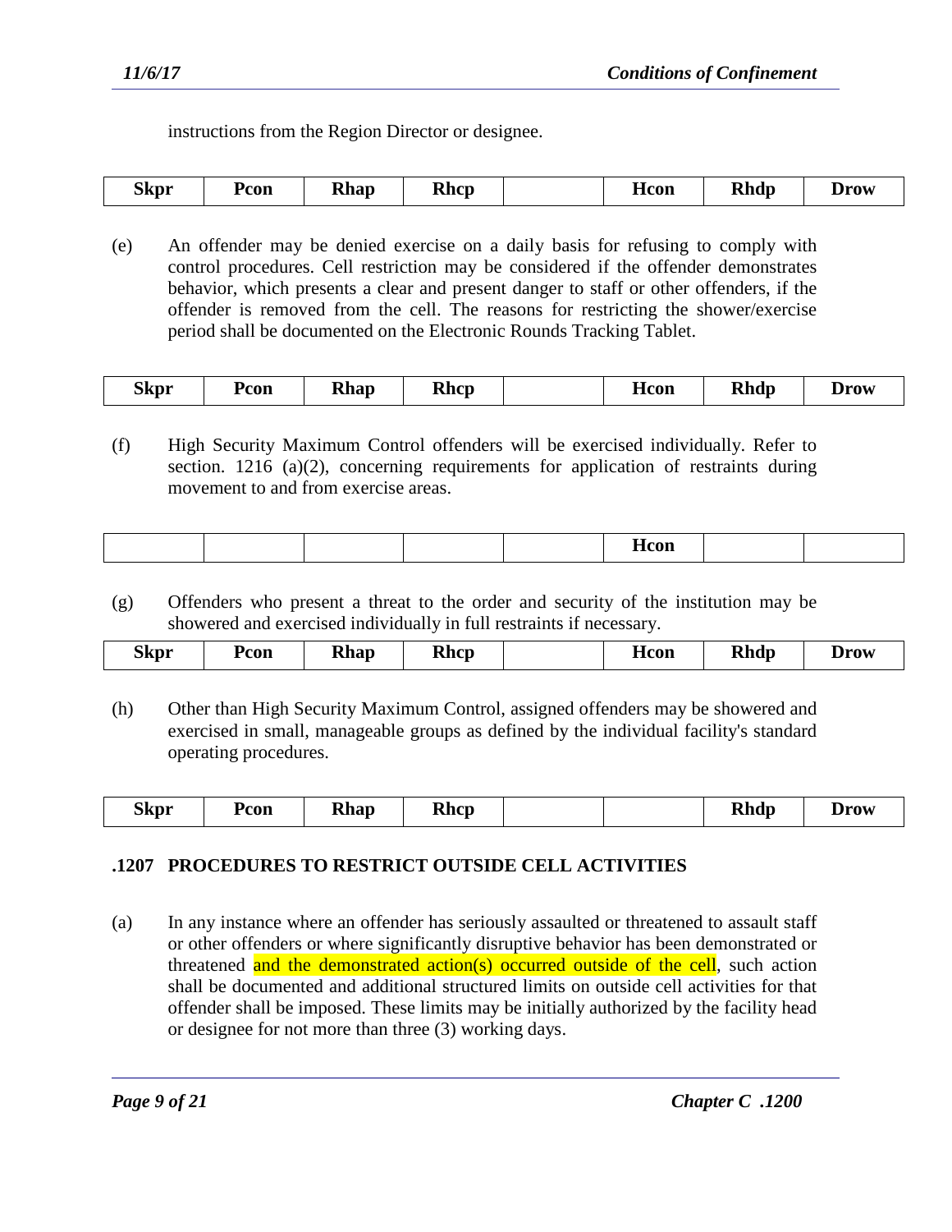instructions from the Region Director or designee.

| Skpr | Pcon | Rhap | Rhcp | | Hcon | Rhdp | Drow |
|---|---|---|---|---|---|---|---|

(e) An offender may be denied exercise on a daily basis for refusing to comply with control procedures. Cell restriction may be considered if the offender demonstrates behavior, which presents a clear and present danger to staff or other offenders, if the offender is removed from the cell. The reasons for restricting the shower/exercise period shall be documented on the Electronic Rounds Tracking Tablet.

| Skpr | Pcon | Rhap | Rhcp | | Hcon | Rhdp | Drow |
|---|---|---|---|---|---|---|---|

(f) High Security Maximum Control offenders will be exercised individually. Refer to section. 1216 (a)(2), concerning requirements for application of restraints during movement to and from exercise areas.

| | | | | | Hcon | | |
|---|---|---|---|---|---|---|---|

(g) Offenders who present a threat to the order and security of the institution may be showered and exercised individually in full restraints if necessary.

| Skpr | Pcon | Rhap | Rhcp | | Hcon | Rhdp | Drow |
|---|---|---|---|---|---|---|---|

(h) Other than High Security Maximum Control, assigned offenders may be showered and exercised in small, manageable groups as defined by the individual facility's standard operating procedures.

| Skpr | Pcon | Rhap | Rhcp | | | Rhdp | Drow |
|---|---|---|---|---|---|---|---|

## .1207 PROCEDURES TO RESTRICT OUTSIDE CELL ACTIVITIES

(a) In any instance where an offender has seriously assaulted or threatened to assault staff or other offenders or where significantly disruptive behavior has been demonstrated or threatened and the demonstrated action(s) occurred outside of the cell, such action shall be documented and additional structured limits on outside cell activities for that offender shall be imposed. These limits may be initially authorized by the facility head or designee for not more than three (3) working days.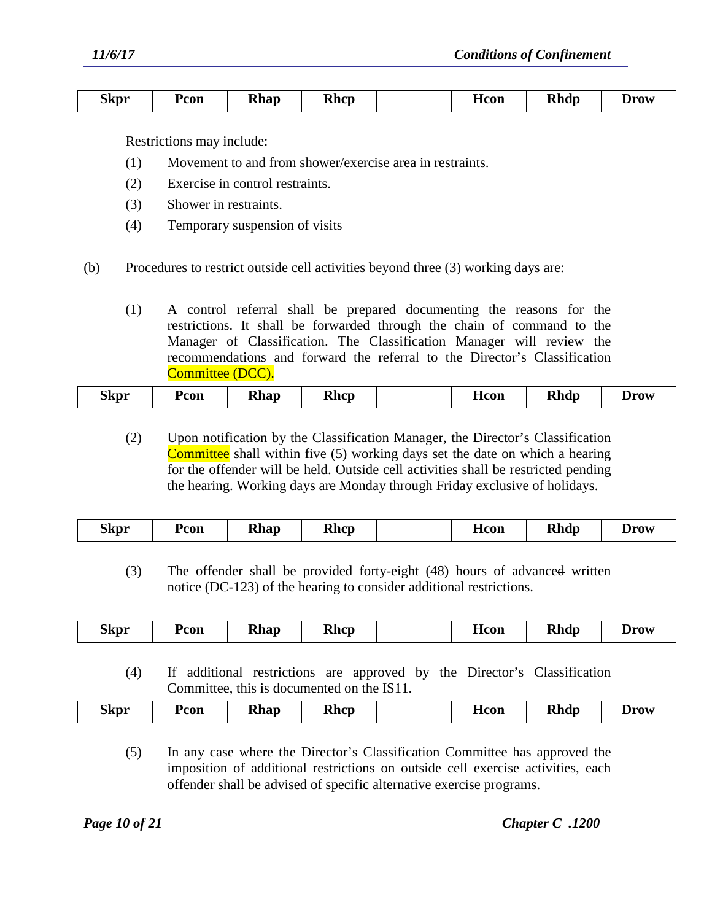| Skpr | Pcon | Rhap | Rhcp | | Hcon | Rhdp | Drow |
|---|---|---|---|---|---|---|---|

Restrictions may include:

(1) Movement to and from shower/exercise area in restraints.

(2) Exercise in control restraints.

(3) Shower in restraints.

(4) Temporary suspension of visits

(b) Procedures to restrict outside cell activities beyond three (3) working days are:

(1) A control referral shall be prepared documenting the reasons for the restrictions. It shall be forwarded through the chain of command to the Manager of Classification. The Classification Manager will review the recommendations and forward the referral to the Director's Classification Committee (DCC).

| Skpr | Pcon | Rhap | Rhcp | | Hcon | Rhdp | Drow |
|---|---|---|---|---|---|---|---|

(2) Upon notification by the Classification Manager, the Director's Classification Committee shall within five (5) working days set the date on which a hearing for the offender will be held. Outside cell activities shall be restricted pending the hearing. Working days are Monday through Friday exclusive of holidays.

| Skpr | Pcon | Rhap | Rhcp | | Hcon | Rhdp | Drow |
|---|---|---|---|---|---|---|---|

(3) The offender shall be provided forty-eight (48) hours of advanced written notice (DC-123) of the hearing to consider additional restrictions.

| Skpr | Pcon | Rhap | Rhcp | | Hcon | Rhdp | Drow |
|---|---|---|---|---|---|---|---|

(4) If additional restrictions are approved by the Director's Classification Committee, this is documented on the IS11.

| Skpr | Pcon | Rhap | Rhcp | | Hcon | Rhdp | Drow |
|---|---|---|---|---|---|---|---|

(5) In any case where the Director's Classification Committee has approved the imposition of additional restrictions on outside cell exercise activities, each offender shall be advised of specific alternative exercise programs.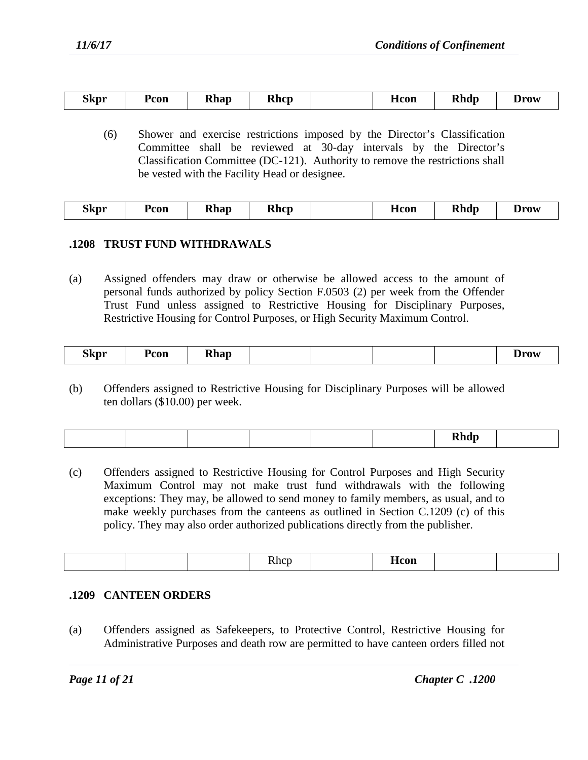| Skpr | Pcon | Rhap | Rhcp | | Hcon | Rhdp | Drow |
|---|---|---|---|---|---|---|---|

(6) Shower and exercise restrictions imposed by the Director's Classification Committee shall be reviewed at 30-day intervals by the Director's Classification Committee (DC-121). Authority to remove the restrictions shall be vested with the Facility Head or designee.

| Skpr | Pcon | Rhap | Rhcp | | Hcon | Rhdp | Drow |
|---|---|---|---|---|---|---|---|

### .1208 TRUST FUND WITHDRAWALS

(a) Assigned offenders may draw or otherwise be allowed access to the amount of personal funds authorized by policy Section F.0503 (2) per week from the Offender Trust Fund unless assigned to Restrictive Housing for Disciplinary Purposes, Restrictive Housing for Control Purposes, or High Security Maximum Control.

| Skpr | Pcon | Rhap | | | | | Drow |
|---|---|---|---|---|---|---|---|

(b) Offenders assigned to Restrictive Housing for Disciplinary Purposes will be allowed ten dollars ($10.00) per week.

| | | | | | | Rhdp | |
|---|---|---|---|---|---|---|---|

(c) Offenders assigned to Restrictive Housing for Control Purposes and High Security Maximum Control may not make trust fund withdrawals with the following exceptions: They may, be allowed to send money to family members, as usual, and to make weekly purchases from the canteens as outlined in Section C.1209 (c) of this policy. They may also order authorized publications directly from the publisher.

| | | | Rhcp | | Hcon | | |
|---|---|---|---|---|---|---|---|

### .1209 CANTEEN ORDERS

(a) Offenders assigned as Safekeepers, to Protective Control, Restrictive Housing for Administrative Purposes and death row are permitted to have canteen orders filled not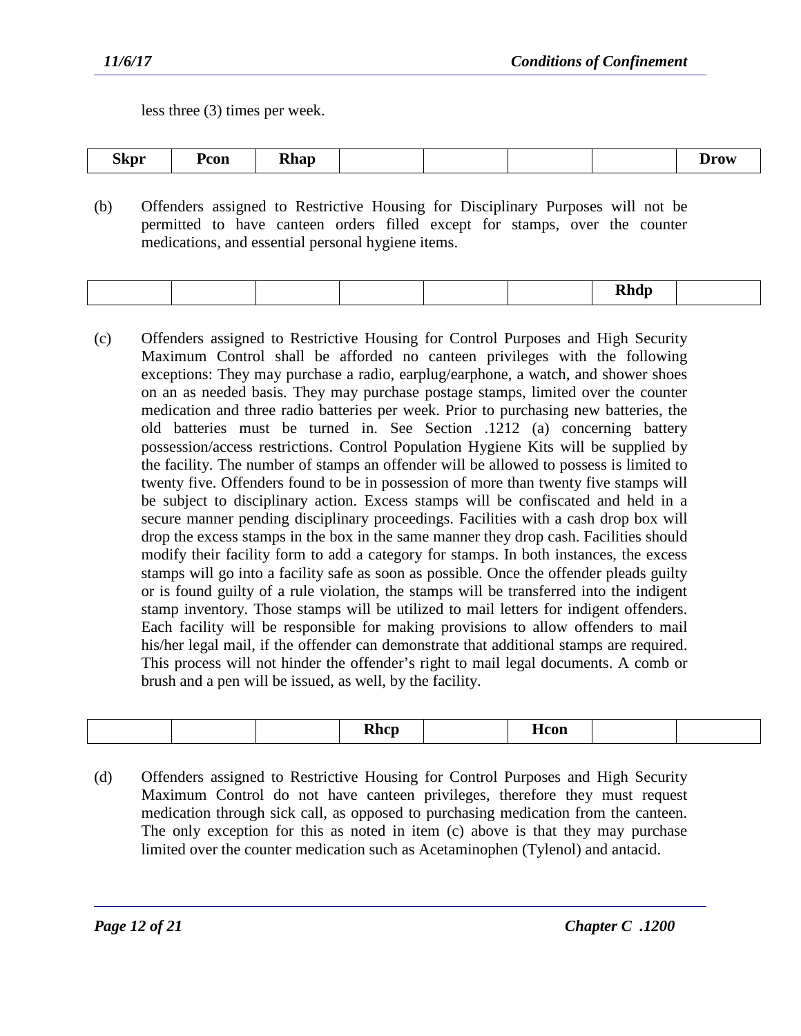less three (3) times per week.

| Skpr | Pcon | Rhap | | | | | Drow |
|---|---|---|---|---|---|---|---|

(b) Offenders assigned to Restrictive Housing for Disciplinary Purposes will not be permitted to have canteen orders filled except for stamps, over the counter medications, and essential personal hygiene items.

| | | | | | | Rhdp | |
|---|---|---|---|---|---|---|---|

(c) Offenders assigned to Restrictive Housing for Control Purposes and High Security Maximum Control shall be afforded no canteen privileges with the following exceptions: They may purchase a radio, earplug/earphone, a watch, and shower shoes on an as needed basis. They may purchase postage stamps, limited over the counter medication and three radio batteries per week. Prior to purchasing new batteries, the old batteries must be turned in. See Section .1212 (a) concerning battery possession/access restrictions. Control Population Hygiene Kits will be supplied by the facility. The number of stamps an offender will be allowed to possess is limited to twenty five. Offenders found to be in possession of more than twenty five stamps will be subject to disciplinary action. Excess stamps will be confiscated and held in a secure manner pending disciplinary proceedings. Facilities with a cash drop box will drop the excess stamps in the box in the same manner they drop cash. Facilities should modify their facility form to add a category for stamps. In both instances, the excess stamps will go into a facility safe as soon as possible. Once the offender pleads guilty or is found guilty of a rule violation, the stamps will be transferred into the indigent stamp inventory. Those stamps will be utilized to mail letters for indigent offenders. Each facility will be responsible for making provisions to allow offenders to mail his/her legal mail, if the offender can demonstrate that additional stamps are required. This process will not hinder the offender's right to mail legal documents. A comb or brush and a pen will be issued, as well, by the facility.

| | | | Rhcp | | Hcon | | |
|---|---|---|---|---|---|---|---|

(d) Offenders assigned to Restrictive Housing for Control Purposes and High Security Maximum Control do not have canteen privileges, therefore they must request medication through sick call, as opposed to purchasing medication from the canteen. The only exception for this as noted in item (c) above is that they may purchase limited over the counter medication such as Acetaminophen (Tylenol) and antacid.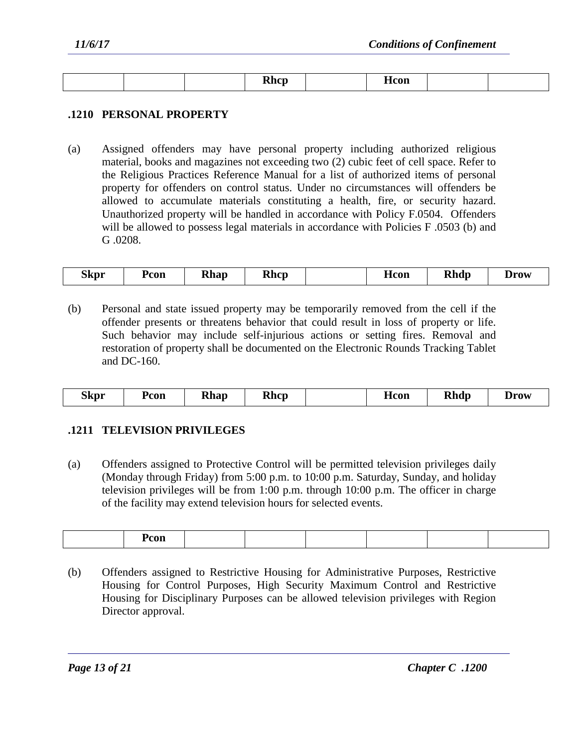|  |  |  | Rhcp |  | Hcon |  |  |
|---|---|---|---|---|---|---|---|

### .1210 PERSONAL PROPERTY

(a) Assigned offenders may have personal property including authorized religious material, books and magazines not exceeding two (2) cubic feet of cell space. Refer to the Religious Practices Reference Manual for a list of authorized items of personal property for offenders on control status. Under no circumstances will offenders be allowed to accumulate materials constituting a health, fire, or security hazard. Unauthorized property will be handled in accordance with Policy F.0504. Offenders will be allowed to possess legal materials in accordance with Policies F .0503 (b) and G .0208.

| Skpr | Pcon | Rhap | Rhcp |  | Hcon | Rhdp | Drow |
|---|---|---|---|---|---|---|---|

(b) Personal and state issued property may be temporarily removed from the cell if the offender presents or threatens behavior that could result in loss of property or life. Such behavior may include self-injurious actions or setting fires. Removal and restoration of property shall be documented on the Electronic Rounds Tracking Tablet and DC-160.

| Skpr | Pcon | Rhap | Rhcp |  | Hcon | Rhdp | Drow |
|---|---|---|---|---|---|---|---|

### .1211 TELEVISION PRIVILEGES

(a) Offenders assigned to Protective Control will be permitted television privileges daily (Monday through Friday) from 5:00 p.m. to 10:00 p.m. Saturday, Sunday, and holiday television privileges will be from 1:00 p.m. through 10:00 p.m. The officer in charge of the facility may extend television hours for selected events.

|  | Pcon |  |  |  |  |  |  |
|---|---|---|---|---|---|---|---|

(b) Offenders assigned to Restrictive Housing for Administrative Purposes, Restrictive Housing for Control Purposes, High Security Maximum Control and Restrictive Housing for Disciplinary Purposes can be allowed television privileges with Region Director approval.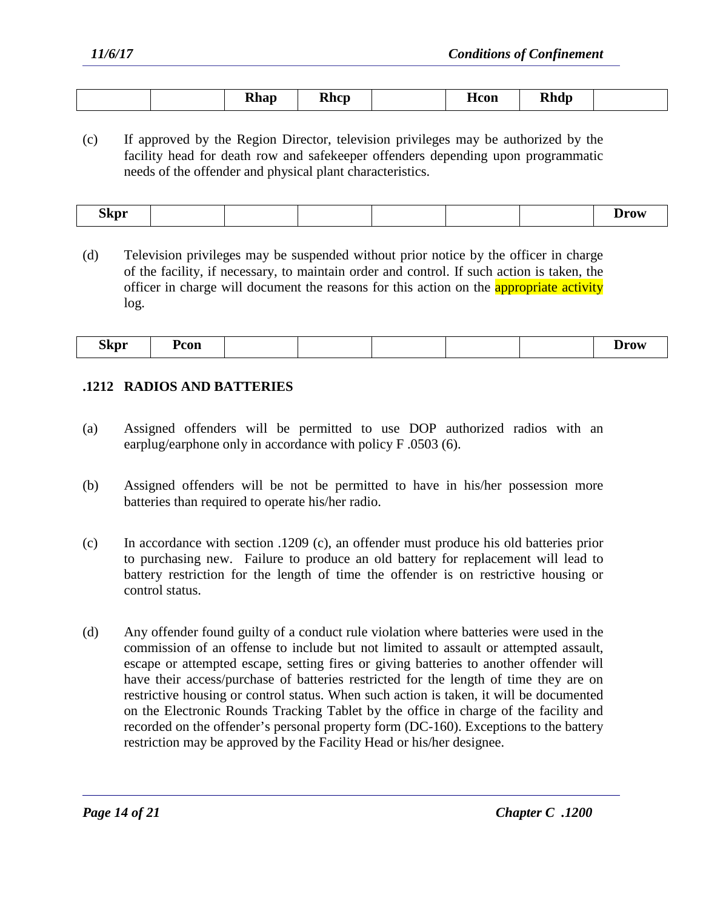| | | Rhap | Rhcp | | Hcon | Rhdp | |
|---|---|---|---|---|---|---|---|

(c) If approved by the Region Director, television privileges may be authorized by the facility head for death row and safekeeper offenders depending upon programmatic needs of the offender and physical plant characteristics.

| Skpr | | | | | | | Drow |
|---|---|---|---|---|---|---|---|

(d) Television privileges may be suspended without prior notice by the officer in charge of the facility, if necessary, to maintain order and control. If such action is taken, the officer in charge will document the reasons for this action on the appropriate activity log.

| Skpr | Pcon | | | | | | Drow |
|---|---|---|---|---|---|---|---|

### .1212 RADIOS AND BATTERIES

(a) Assigned offenders will be permitted to use DOP authorized radios with an earplug/earphone only in accordance with policy F .0503 (6).

(b) Assigned offenders will be not be permitted to have in his/her possession more batteries than required to operate his/her radio.

(c) In accordance with section .1209 (c), an offender must produce his old batteries prior to purchasing new. Failure to produce an old battery for replacement will lead to battery restriction for the length of time the offender is on restrictive housing or control status.

(d) Any offender found guilty of a conduct rule violation where batteries were used in the commission of an offense to include but not limited to assault or attempted assault, escape or attempted escape, setting fires or giving batteries to another offender will have their access/purchase of batteries restricted for the length of time they are on restrictive housing or control status. When such action is taken, it will be documented on the Electronic Rounds Tracking Tablet by the office in charge of the facility and recorded on the offender's personal property form (DC-160). Exceptions to the battery restriction may be approved by the Facility Head or his/her designee.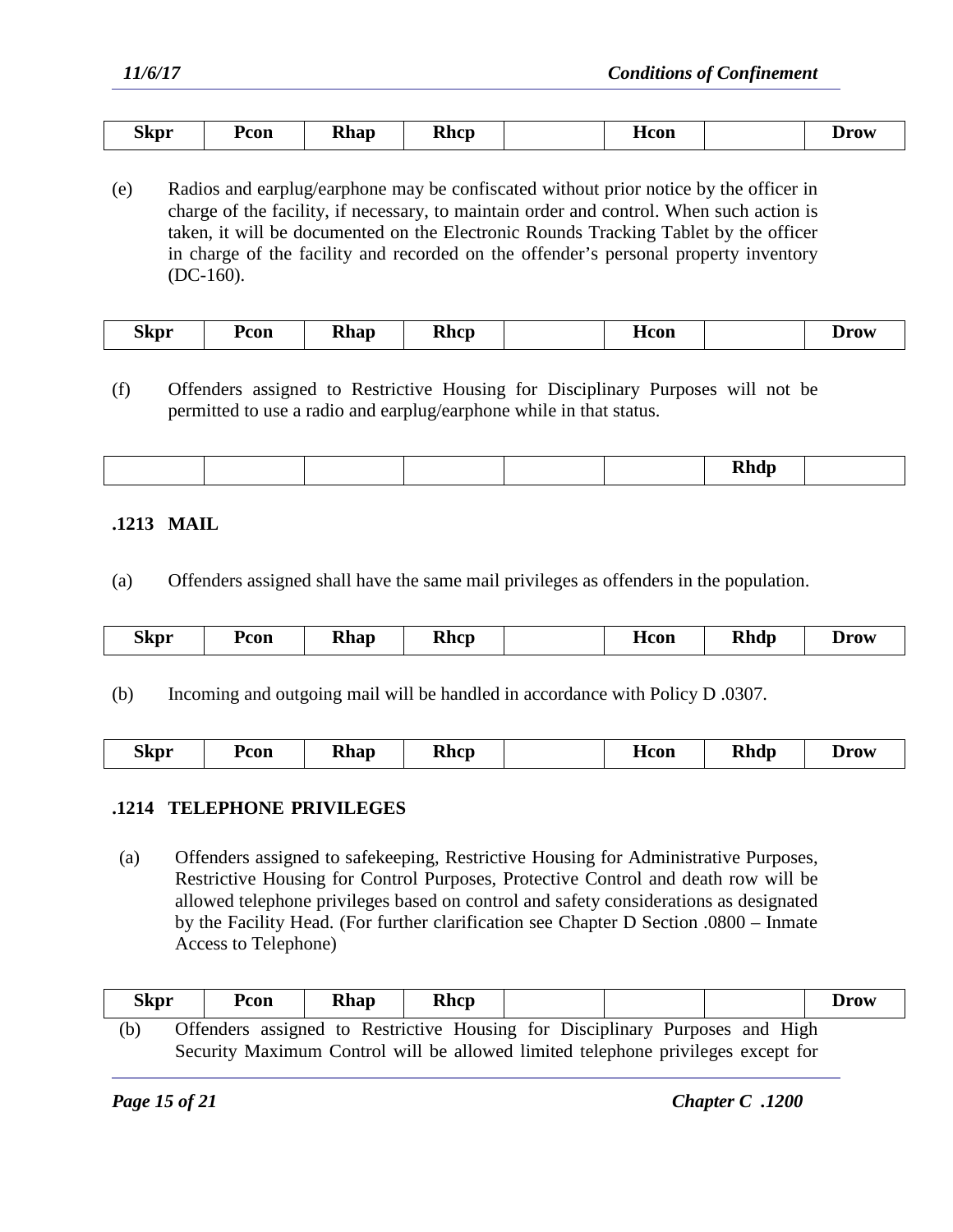| Skpr | Pcon | Rhap | Rhcp |  | Hcon |  | Drow |
|---|---|---|---|---|---|---|---|

(e) Radios and earplug/earphone may be confiscated without prior notice by the officer in charge of the facility, if necessary, to maintain order and control. When such action is taken, it will be documented on the Electronic Rounds Tracking Tablet by the officer in charge of the facility and recorded on the offender's personal property inventory (DC-160).

| Skpr | Pcon | Rhap | Rhcp |  | Hcon |  | Drow |
|---|---|---|---|---|---|---|---|

(f) Offenders assigned to Restrictive Housing for Disciplinary Purposes will not be permitted to use a radio and earplug/earphone while in that status.

|  |  |  |  |  |  | Rhdp |  |
|---|---|---|---|---|---|---|---|

### .1213 MAIL

(a) Offenders assigned shall have the same mail privileges as offenders in the population.

| Skpr | Pcon | Rhap | Rhcp |  | Hcon | Rhdp | Drow |
|---|---|---|---|---|---|---|---|

(b) Incoming and outgoing mail will be handled in accordance with Policy D .0307.

| Skpr | Pcon | Rhap | Rhcp |  | Hcon | Rhdp | Drow |
|---|---|---|---|---|---|---|---|

### .1214 TELEPHONE PRIVILEGES

(a) Offenders assigned to safekeeping, Restrictive Housing for Administrative Purposes, Restrictive Housing for Control Purposes, Protective Control and death row will be allowed telephone privileges based on control and safety considerations as designated by the Facility Head. (For further clarification see Chapter D Section .0800 – Inmate Access to Telephone)

| Skpr | Pcon | Rhap | Rhcp |  |  |  | Drow |
|---|---|---|---|---|---|---|---|

(b) Offenders assigned to Restrictive Housing for Disciplinary Purposes and High Security Maximum Control will be allowed limited telephone privileges except for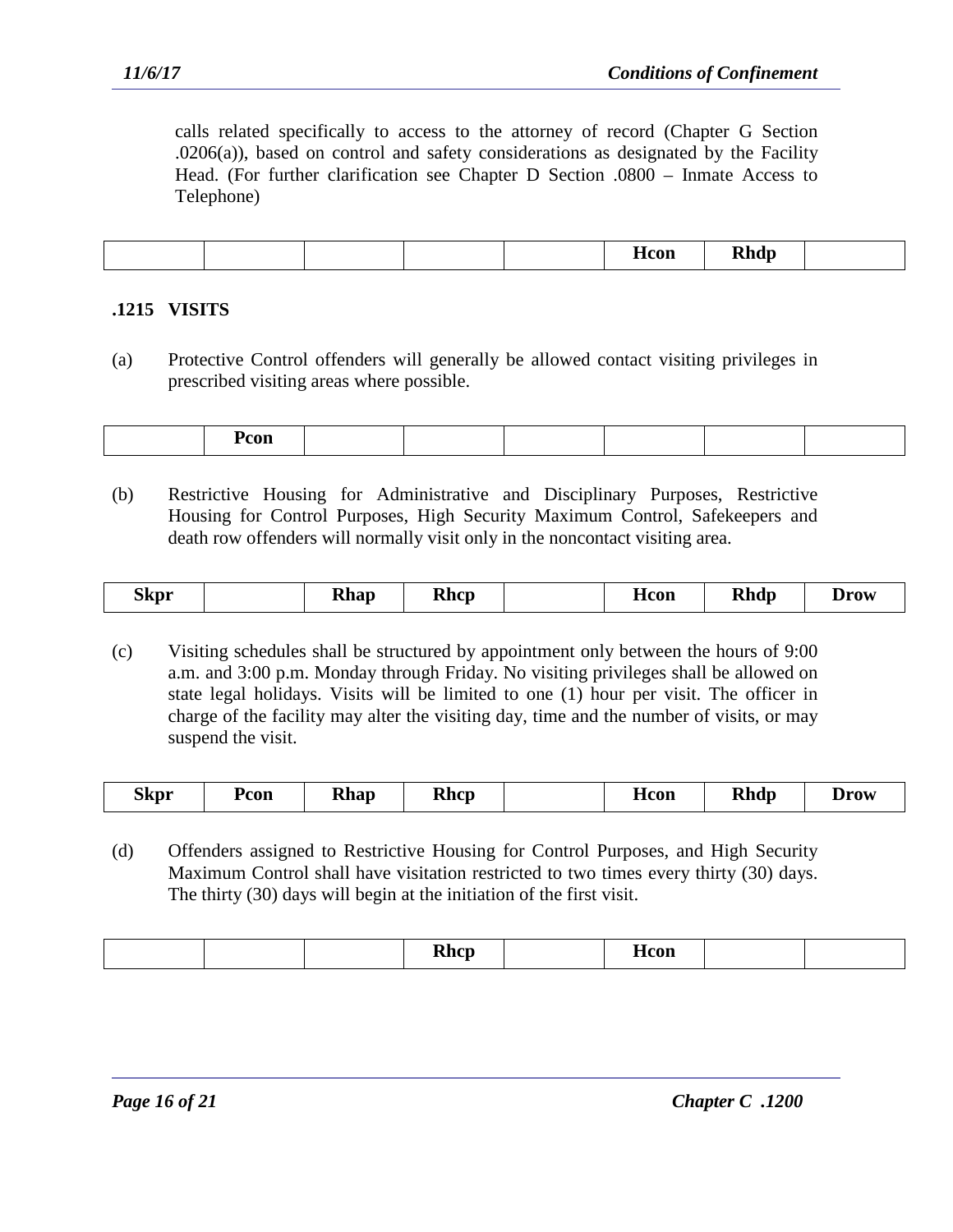calls related specifically to access to the attorney of record (Chapter G Section .0206(a)), based on control and safety considerations as designated by the Facility Head. (For further clarification see Chapter D Section .0800 – Inmate Access to Telephone)

| | | | | | | | |
|---|---|---|---|---|---|---|---|
| | | | | | Hcon | Rhdp | |

## .1215 VISITS

(a) Protective Control offenders will generally be allowed contact visiting privileges in prescribed visiting areas where possible.

| | | | | | | | |
|---|---|---|---|---|---|---|---|
| | Pcon | | | | | | |

(b) Restrictive Housing for Administrative and Disciplinary Purposes, Restrictive Housing for Control Purposes, High Security Maximum Control, Safekeepers and death row offenders will normally visit only in the noncontact visiting area.

| | | | | | | | |
|---|---|---|---|---|---|---|---|
| Skpr | | Rhap | Rhcp | | Hcon | Rhdp | Drow |

(c) Visiting schedules shall be structured by appointment only between the hours of 9:00 a.m. and 3:00 p.m. Monday through Friday. No visiting privileges shall be allowed on state legal holidays. Visits will be limited to one (1) hour per visit. The officer in charge of the facility may alter the visiting day, time and the number of visits, or may suspend the visit.

| | | | | | | | |
|---|---|---|---|---|---|---|---|
| Skpr | Pcon | Rhap | Rhcp | | Hcon | Rhdp | Drow |

(d) Offenders assigned to Restrictive Housing for Control Purposes, and High Security Maximum Control shall have visitation restricted to two times every thirty (30) days. The thirty (30) days will begin at the initiation of the first visit.

| | | | | | | | |
|---|---|---|---|---|---|---|---|
| | | | Rhcp | | Hcon | | |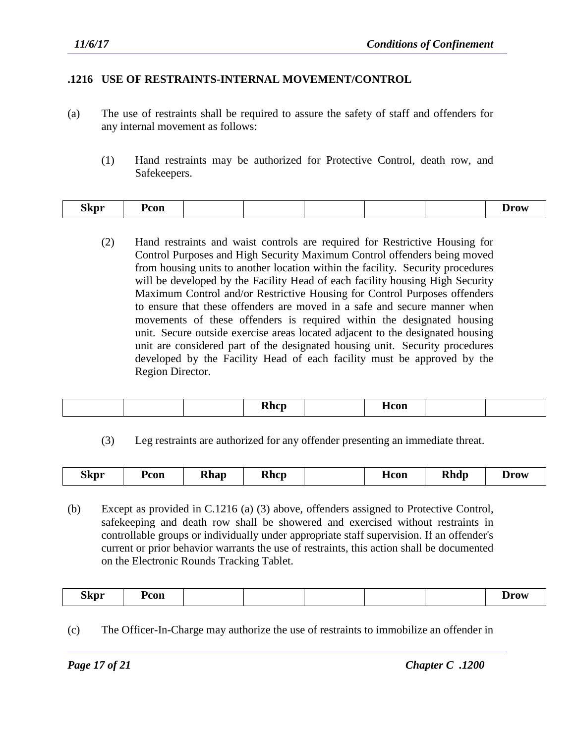### .1216 USE OF RESTRAINTS-INTERNAL MOVEMENT/CONTROL

(a) The use of restraints shall be required to assure the safety of staff and offenders for any internal movement as follows:

(1) Hand restraints may be authorized for Protective Control, death row, and Safekeepers.

| Skpr | Pcon | | | | | | Drow |
|---|---|---|---|---|---|---|---|

(2) Hand restraints and waist controls are required for Restrictive Housing for Control Purposes and High Security Maximum Control offenders being moved from housing units to another location within the facility. Security procedures will be developed by the Facility Head of each facility housing High Security Maximum Control and/or Restrictive Housing for Control Purposes offenders to ensure that these offenders are moved in a safe and secure manner when movements of these offenders is required within the designated housing unit. Secure outside exercise areas located adjacent to the designated housing unit are considered part of the designated housing unit. Security procedures developed by the Facility Head of each facility must be approved by the Region Director.

| | | | Rhcp | | Hcon | | |
|---|---|---|---|---|---|---|---|

(3) Leg restraints are authorized for any offender presenting an immediate threat.

| Skpr | Pcon | Rhap | Rhcp | | Hcon | Rhdp | Drow |
|---|---|---|---|---|---|---|---|

(b) Except as provided in C.1216 (a) (3) above, offenders assigned to Protective Control, safekeeping and death row shall be showered and exercised without restraints in controllable groups or individually under appropriate staff supervision. If an offender's current or prior behavior warrants the use of restraints, this action shall be documented on the Electronic Rounds Tracking Tablet.

| Skpr | Pcon | | | | | | Drow |
|---|---|---|---|---|---|---|---|

(c) The Officer-In-Charge may authorize the use of restraints to immobilize an offender in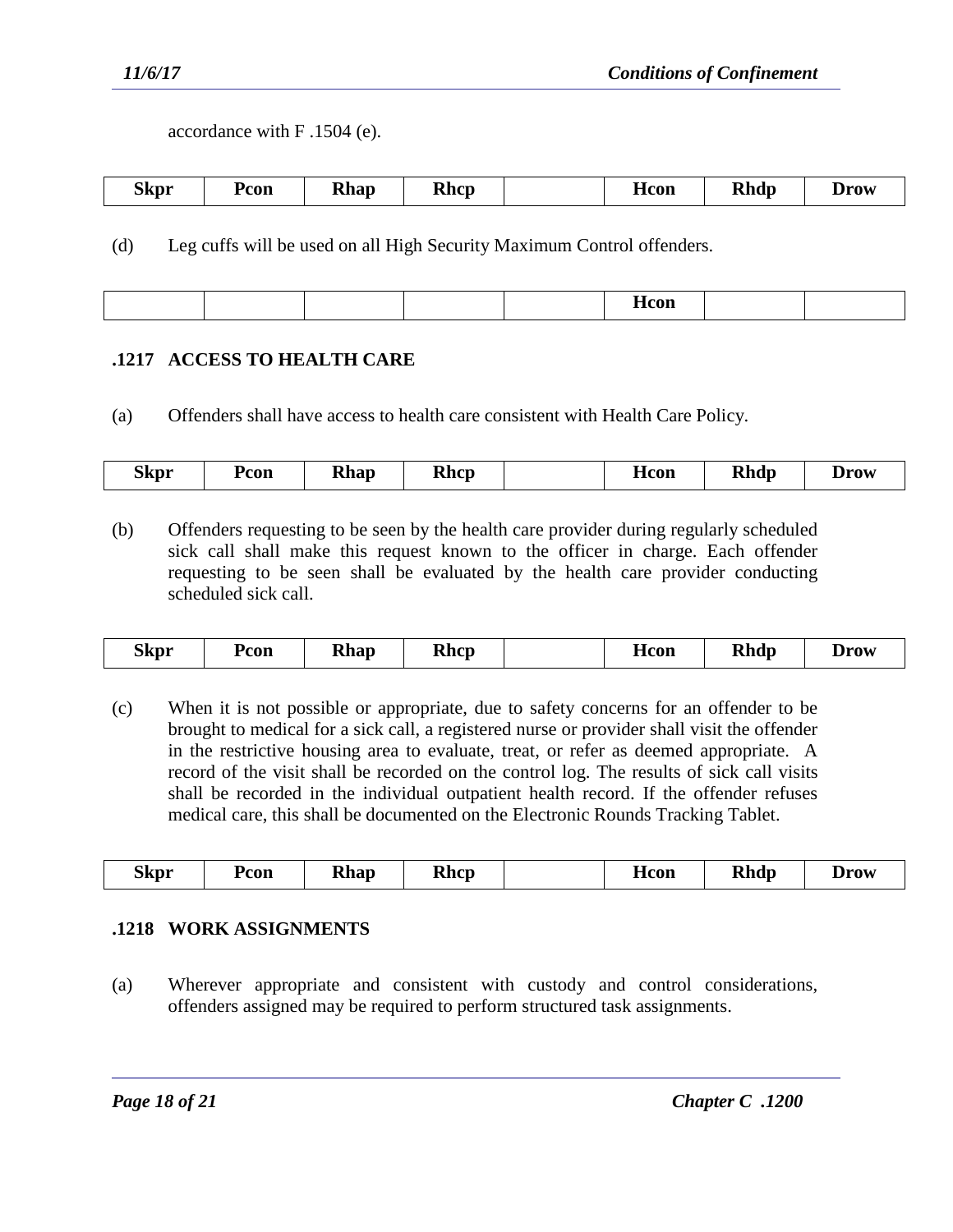accordance with F .1504 (e).

| Skpr | Pcon | Rhap | Rhcp | | Hcon | Rhdp | Drow |
|---|---|---|---|---|---|---|---|

(d) Leg cuffs will be used on all High Security Maximum Control offenders.

| | | | | | Hcon | | |
|---|---|---|---|---|---|---|---|

### .1217 ACCESS TO HEALTH CARE

(a) Offenders shall have access to health care consistent with Health Care Policy.

| Skpr | Pcon | Rhap | Rhcp | | Hcon | Rhdp | Drow |
|---|---|---|---|---|---|---|---|

(b) Offenders requesting to be seen by the health care provider during regularly scheduled sick call shall make this request known to the officer in charge. Each offender requesting to be seen shall be evaluated by the health care provider conducting scheduled sick call.

| Skpr | Pcon | Rhap | Rhcp | | Hcon | Rhdp | Drow |
|---|---|---|---|---|---|---|---|

(c) When it is not possible or appropriate, due to safety concerns for an offender to be brought to medical for a sick call, a registered nurse or provider shall visit the offender in the restrictive housing area to evaluate, treat, or refer as deemed appropriate. A record of the visit shall be recorded on the control log. The results of sick call visits shall be recorded in the individual outpatient health record. If the offender refuses medical care, this shall be documented on the Electronic Rounds Tracking Tablet.

| Skpr | Pcon | Rhap | Rhcp | | Hcon | Rhdp | Drow |
|---|---|---|---|---|---|---|---|

### .1218 WORK ASSIGNMENTS

(a) Wherever appropriate and consistent with custody and control considerations, offenders assigned may be required to perform structured task assignments.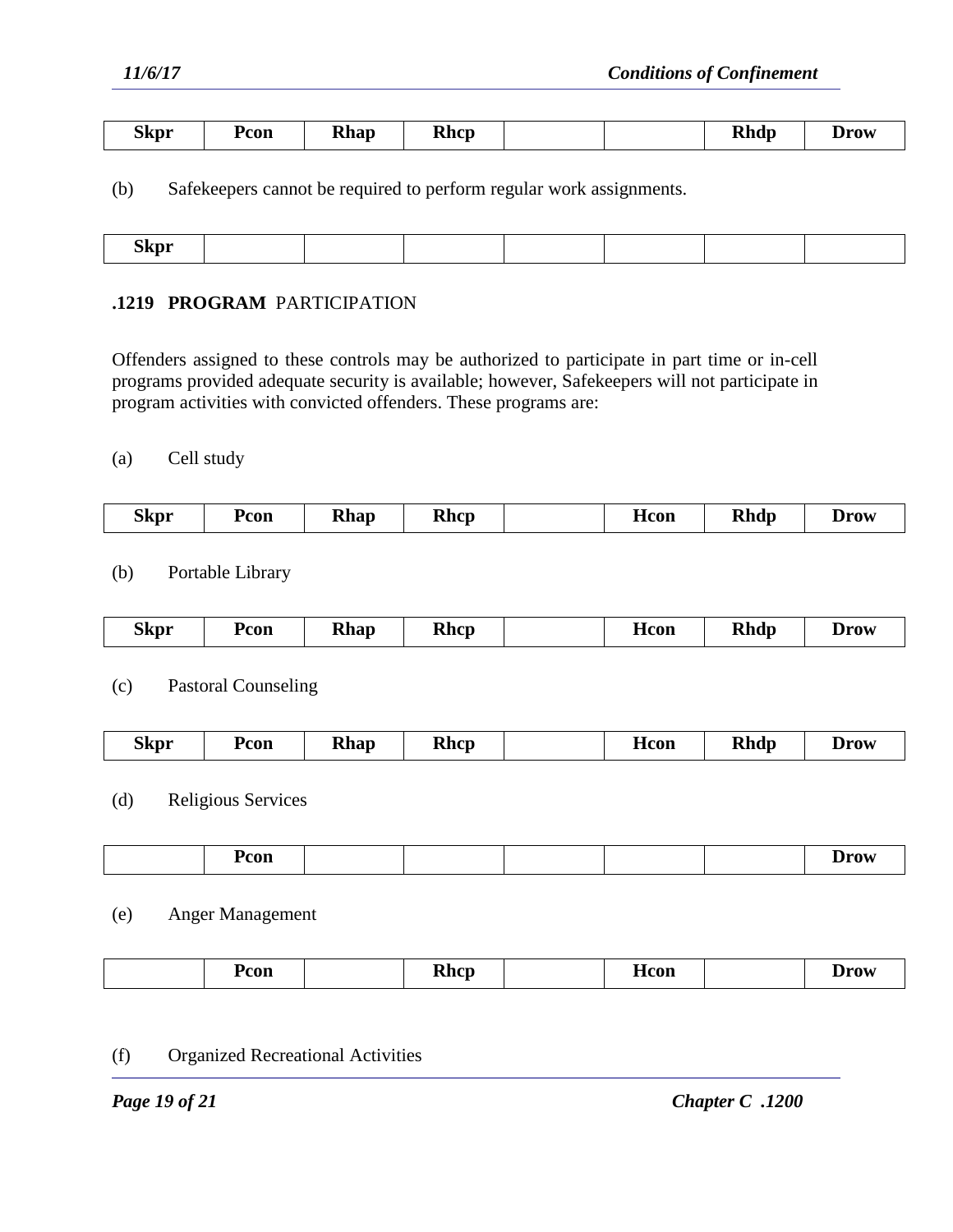| Skpr | Pcon | Rhap | Rhcp | | | Rhdp | Drow |
|---|---|---|---|---|---|---|---|

(b) Safekeepers cannot be required to perform regular work assignments.

| Skpr | | | | | | | |
|---|---|---|---|---|---|---|---|

### .1219 **PROGRAM** PARTICIPATION

Offenders assigned to these controls may be authorized to participate in part time or in-cell programs provided adequate security is available; however, Safekeepers will not participate in program activities with convicted offenders. These programs are:

(a) Cell study

| Skpr | Pcon | Rhap | Rhcp | | Hcon | Rhdp | Drow |
|---|---|---|---|---|---|---|---|

(b) Portable Library

| Skpr | Pcon | Rhap | Rhcp | | Hcon | Rhdp | Drow |
|---|---|---|---|---|---|---|---|

(c) Pastoral Counseling

| Skpr | Pcon | Rhap | Rhcp | | Hcon | Rhdp | Drow |
|---|---|---|---|---|---|---|---|

(d) Religious Services

| | Pcon | | | | | | Drow |
|---|---|---|---|---|---|---|---|

(e) Anger Management

| | Pcon | | Rhcp | | Hcon | | Drow |
|---|---|---|---|---|---|---|---|

(f) Organized Recreational Activities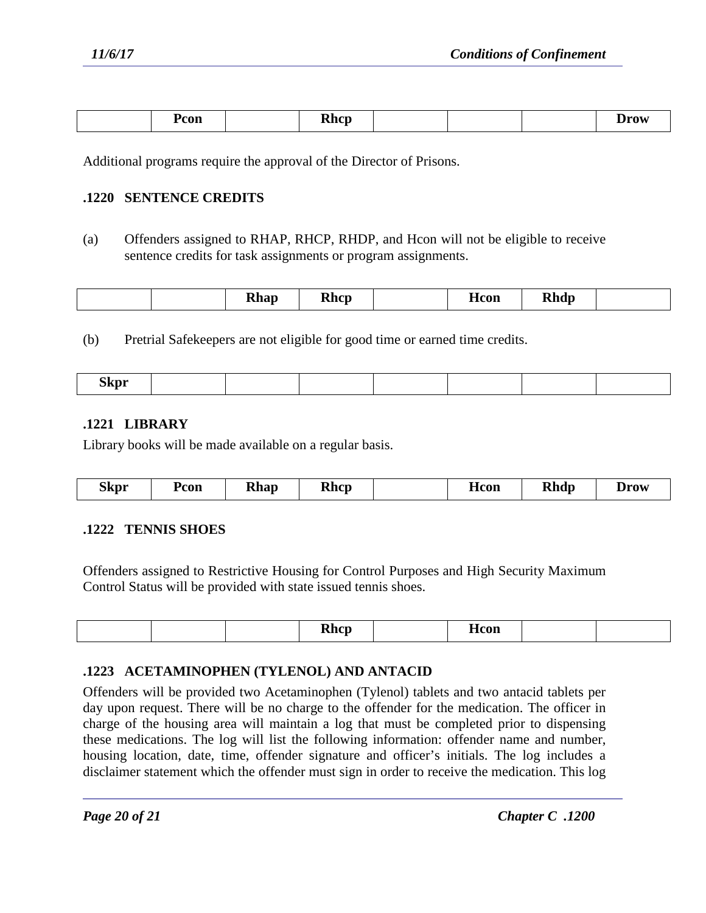| | Pcon | | Rhcp | | | | Drow |
|---|---|---|---|---|---|---|---|

Additional programs require the approval of the Director of Prisons.

### .1220 SENTENCE CREDITS

(a) Offenders assigned to RHAP, RHCP, RHDP, and Hcon will not be eligible to receive sentence credits for task assignments or program assignments.

| | | Rhap | Rhcp | | Hcon | Rhdp | |
|---|---|---|---|---|---|---|---|

(b) Pretrial Safekeepers are not eligible for good time or earned time credits.

| Skpr | | | | | | | |
|---|---|---|---|---|---|---|---|

### .1221 LIBRARY

Library books will be made available on a regular basis.

| Skpr | Pcon | Rhap | Rhcp | | Hcon | Rhdp | Drow |
|---|---|---|---|---|---|---|---|

### .1222 TENNIS SHOES

Offenders assigned to Restrictive Housing for Control Purposes and High Security Maximum Control Status will be provided with state issued tennis shoes.

| | | | Rhcp | | Hcon | | |
|---|---|---|---|---|---|---|---|

### .1223 ACETAMINOPHEN (TYLENOL) AND ANTACID

Offenders will be provided two Acetaminophen (Tylenol) tablets and two antacid tablets per day upon request. There will be no charge to the offender for the medication. The officer in charge of the housing area will maintain a log that must be completed prior to dispensing these medications. The log will list the following information: offender name and number, housing location, date, time, offender signature and officer's initials. The log includes a disclaimer statement which the offender must sign in order to receive the medication. This log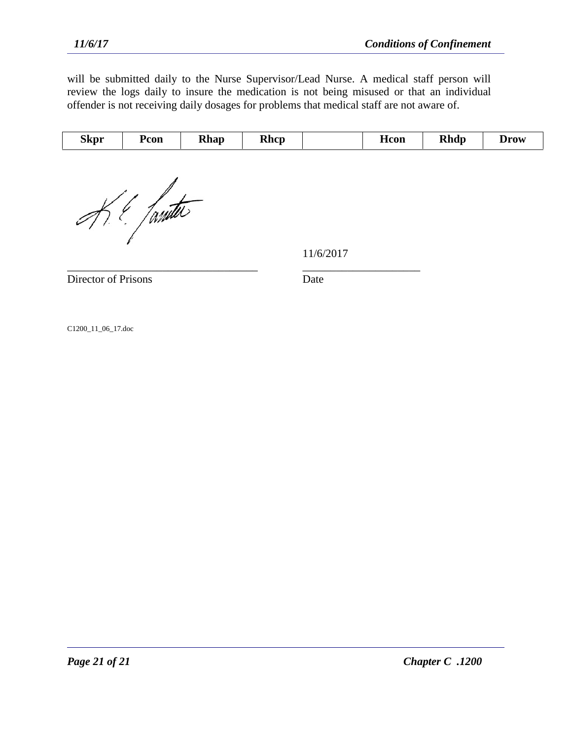will be submitted daily to the Nurse Supervisor/Lead Nurse. A medical staff person will review the logs daily to insure the medication is not being misused or that an individual offender is not receiving daily dosages for problems that medical staff are not aware of.

| Skpr | Pcon | Rhap | Rhcp | | Hcon | Rhdp | Drow |
|---|---|---|---|---|---|---|---|

11/6/2017

\_\_\_\_\_\_\_\_\_\_\_\_\_\_\_\_\_\_\_\_\_\_\_\_\_\_\_\_\_\_\_\_\_\_ \_\_\_\_\_\_\_\_\_\_\_\_\_\_\_\_\_\_\_\_\_

Director of Prisons Date

C1200_11_06_17.doc